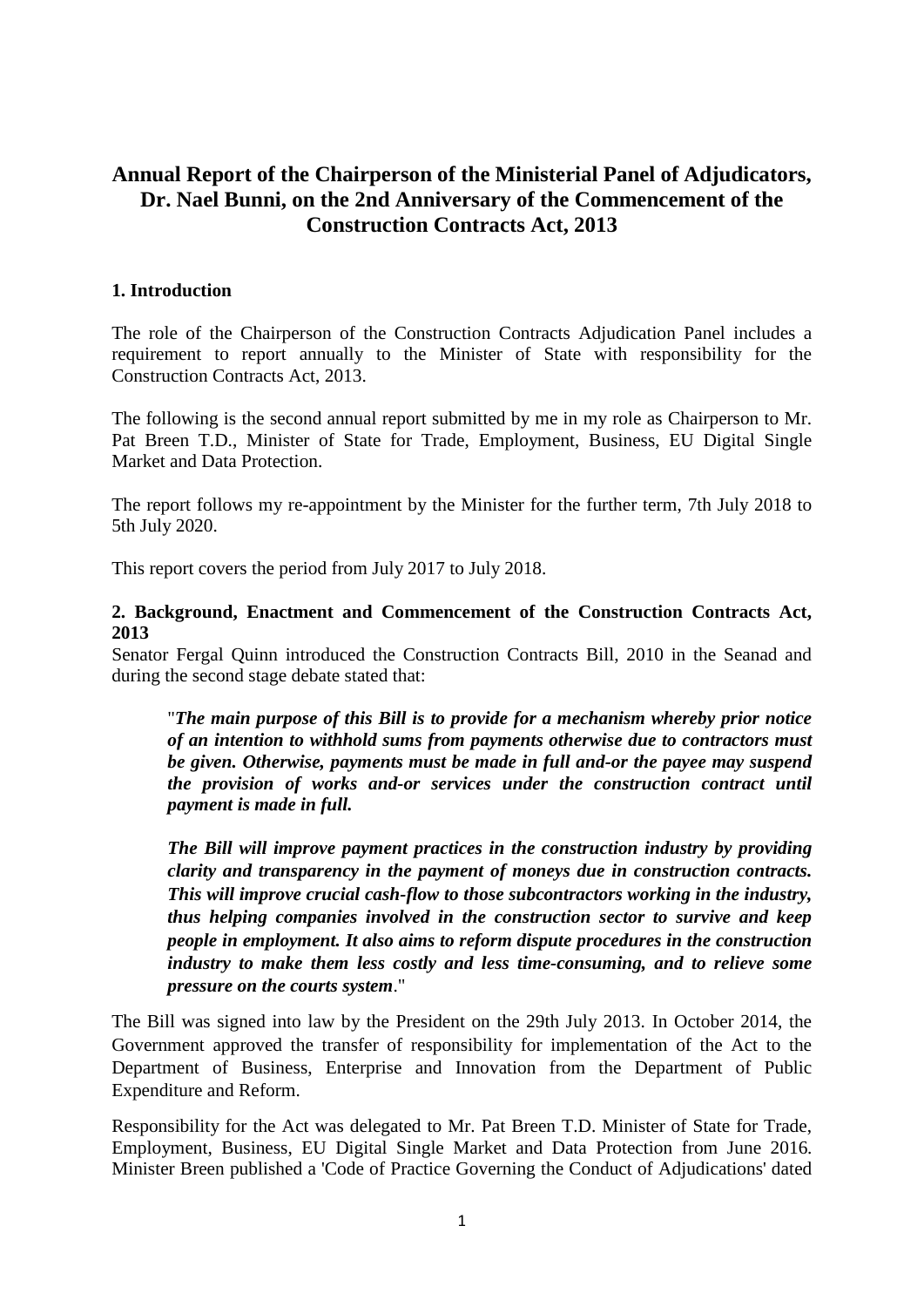# Annual Report of the Chairperson of the Ministerial Panel of Adjudicators, Dr. Nael Bunni, on the 2nd Anniversary of the Commencement of the Construction Contracts Act, 2013

## 1. Introduction

The role of the Chairperson of the Construction Contracts Adjudication Panel includes a requirement to report annually to the Minister of State with responsibility for the Construction Contracts Act, 2013.

The following is the second annual report submitted by me in my role as Chairperson to Mr. Pat Breen T.D., Minister of State for Trade, Employment, Business, EU Digital Single Market and Data Protection.

The report follows my re-appointment by the Minister for the further term, 7th July 2018 to 5th July 2020.

This report covers the period from July 2017 to July 2018.

## 2. Background, Enactment and Commencement of the Construction Contracts Act, 2013

Senator Fergal Quinn introduced the Construction Contracts Bill, 2010 in the Seanad and during the second stage debate stated that:

> "***The main purpose of this Bill is to provide for a mechanism whereby prior notice of an intention to withhold sums from payments otherwise due to contractors must be given. Otherwise, payments must be made in full and-or the payee may suspend the provision of works and-or services under the construction contract until payment is made in full.***
>
> ***The Bill will improve payment practices in the construction industry by providing clarity and transparency in the payment of moneys due in construction contracts. This will improve crucial cash-flow to those subcontractors working in the industry, thus helping companies involved in the construction sector to survive and keep people in employment. It also aims to reform dispute procedures in the construction industry to make them less costly and less time-consuming, and to relieve some pressure on the courts system***."

The Bill was signed into law by the President on the 29th July 2013. In October 2014, the Government approved the transfer of responsibility for implementation of the Act to the Department of Business, Enterprise and Innovation from the Department of Public Expenditure and Reform.

Responsibility for the Act was delegated to Mr. Pat Breen T.D. Minister of State for Trade, Employment, Business, EU Digital Single Market and Data Protection from June 2016. Minister Breen published a 'Code of Practice Governing the Conduct of Adjudications' dated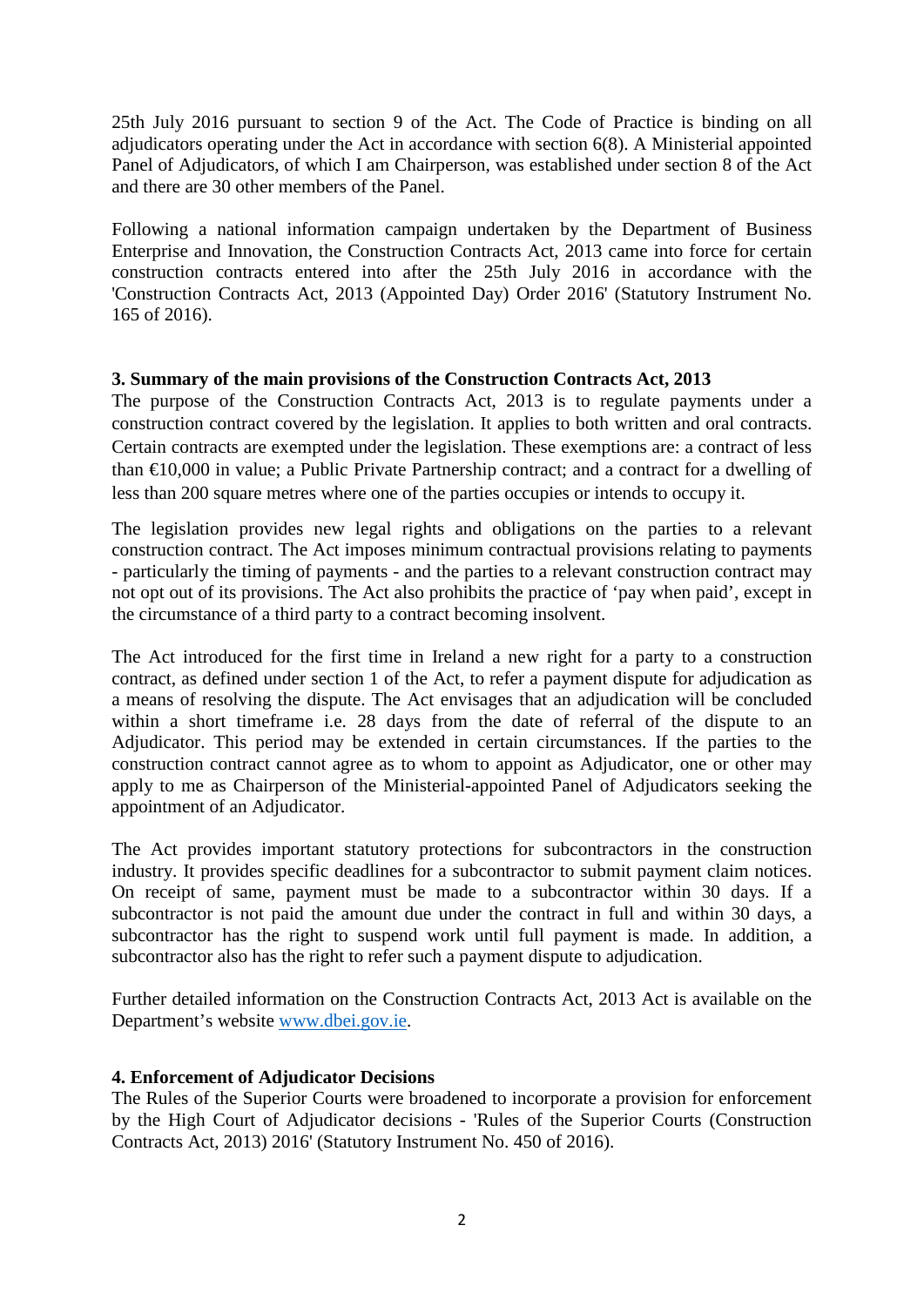25th July 2016 pursuant to section 9 of the Act. The Code of Practice is binding on all adjudicators operating under the Act in accordance with section 6(8). A Ministerial appointed Panel of Adjudicators, of which I am Chairperson, was established under section 8 of the Act and there are 30 other members of the Panel.

Following a national information campaign undertaken by the Department of Business Enterprise and Innovation, the Construction Contracts Act, 2013 came into force for certain construction contracts entered into after the 25th July 2016 in accordance with the 'Construction Contracts Act, 2013 (Appointed Day) Order 2016' (Statutory Instrument No. 165 of 2016).

### 3. Summary of the main provisions of the Construction Contracts Act, 2013

The purpose of the Construction Contracts Act, 2013 is to regulate payments under a construction contract covered by the legislation. It applies to both written and oral contracts. Certain contracts are exempted under the legislation. These exemptions are: a contract of less than €10,000 in value; a Public Private Partnership contract; and a contract for a dwelling of less than 200 square metres where one of the parties occupies or intends to occupy it.

The legislation provides new legal rights and obligations on the parties to a relevant construction contract. The Act imposes minimum contractual provisions relating to payments - particularly the timing of payments - and the parties to a relevant construction contract may not opt out of its provisions. The Act also prohibits the practice of 'pay when paid', except in the circumstance of a third party to a contract becoming insolvent.

The Act introduced for the first time in Ireland a new right for a party to a construction contract, as defined under section 1 of the Act, to refer a payment dispute for adjudication as a means of resolving the dispute. The Act envisages that an adjudication will be concluded within a short timeframe i.e. 28 days from the date of referral of the dispute to an Adjudicator. This period may be extended in certain circumstances. If the parties to the construction contract cannot agree as to whom to appoint as Adjudicator, one or other may apply to me as Chairperson of the Ministerial-appointed Panel of Adjudicators seeking the appointment of an Adjudicator.

The Act provides important statutory protections for subcontractors in the construction industry. It provides specific deadlines for a subcontractor to submit payment claim notices. On receipt of same, payment must be made to a subcontractor within 30 days. If a subcontractor is not paid the amount due under the contract in full and within 30 days, a subcontractor has the right to suspend work until full payment is made. In addition, a subcontractor also has the right to refer such a payment dispute to adjudication.

Further detailed information on the Construction Contracts Act, 2013 Act is available on the Department's website [www.dbei.gov.ie](http://www.dbei.gov.ie).

### 4. Enforcement of Adjudicator Decisions

The Rules of the Superior Courts were broadened to incorporate a provision for enforcement by the High Court of Adjudicator decisions - 'Rules of the Superior Courts (Construction Contracts Act, 2013) 2016' (Statutory Instrument No. 450 of 2016).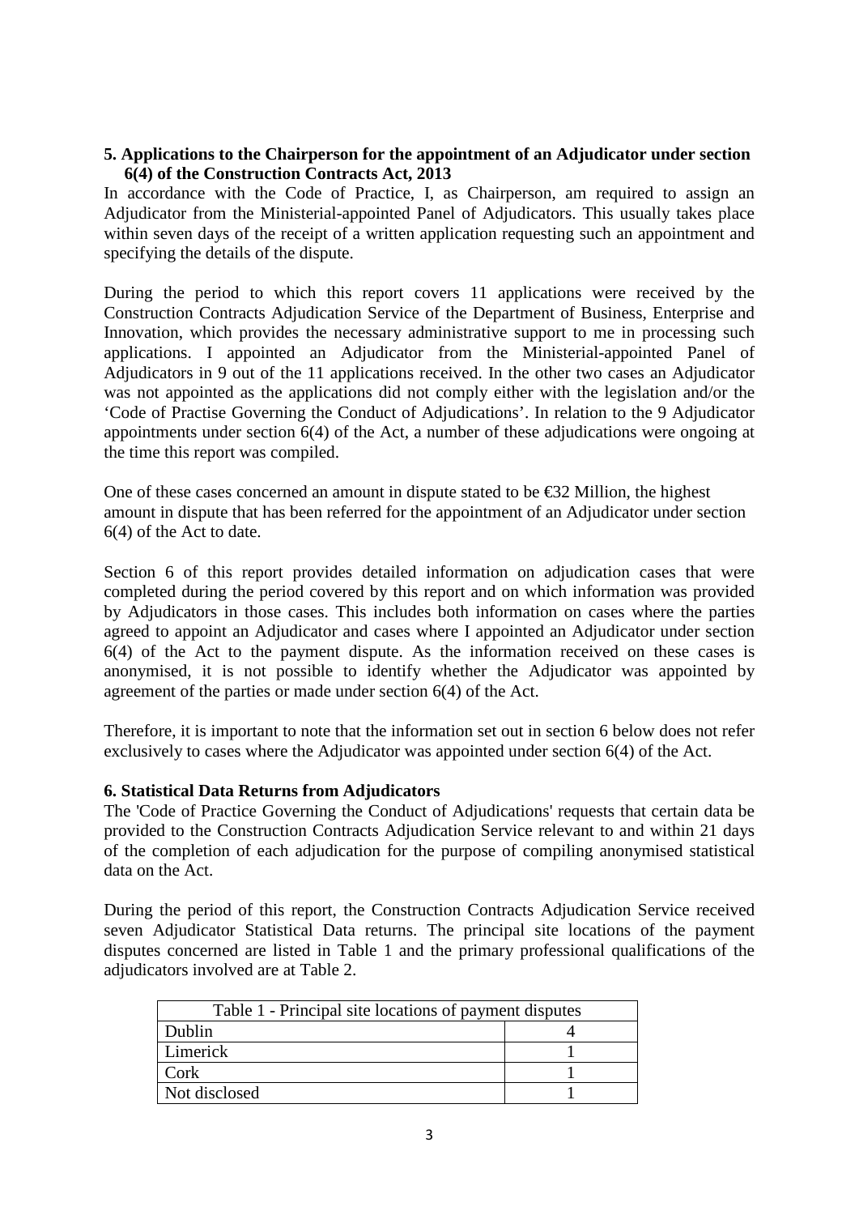## 5. Applications to the Chairperson for the appointment of an Adjudicator under section 6(4) of the Construction Contracts Act, 2013

In accordance with the Code of Practice, I, as Chairperson, am required to assign an Adjudicator from the Ministerial-appointed Panel of Adjudicators. This usually takes place within seven days of the receipt of a written application requesting such an appointment and specifying the details of the dispute.

During the period to which this report covers 11 applications were received by the Construction Contracts Adjudication Service of the Department of Business, Enterprise and Innovation, which provides the necessary administrative support to me in processing such applications. I appointed an Adjudicator from the Ministerial-appointed Panel of Adjudicators in 9 out of the 11 applications received. In the other two cases an Adjudicator was not appointed as the applications did not comply either with the legislation and/or the 'Code of Practise Governing the Conduct of Adjudications'. In relation to the 9 Adjudicator appointments under section 6(4) of the Act, a number of these adjudications were ongoing at the time this report was compiled.

One of these cases concerned an amount in dispute stated to be €32 Million, the highest amount in dispute that has been referred for the appointment of an Adjudicator under section 6(4) of the Act to date.

Section 6 of this report provides detailed information on adjudication cases that were completed during the period covered by this report and on which information was provided by Adjudicators in those cases. This includes both information on cases where the parties agreed to appoint an Adjudicator and cases where I appointed an Adjudicator under section 6(4) of the Act to the payment dispute. As the information received on these cases is anonymised, it is not possible to identify whether the Adjudicator was appointed by agreement of the parties or made under section 6(4) of the Act.

Therefore, it is important to note that the information set out in section 6 below does not refer exclusively to cases where the Adjudicator was appointed under section 6(4) of the Act.

## 6. Statistical Data Returns from Adjudicators

The 'Code of Practice Governing the Conduct of Adjudications' requests that certain data be provided to the Construction Contracts Adjudication Service relevant to and within 21 days of the completion of each adjudication for the purpose of compiling anonymised statistical data on the Act.

During the period of this report, the Construction Contracts Adjudication Service received seven Adjudicator Statistical Data returns. The principal site locations of the payment disputes concerned are listed in Table 1 and the primary professional qualifications of the adjudicators involved are at Table 2.

| Table 1 - Principal site locations of payment disputes | |
|---|---|
| Dublin | 4 |
| Limerick | 1 |
| Cork | 1 |
| Not disclosed | 1 |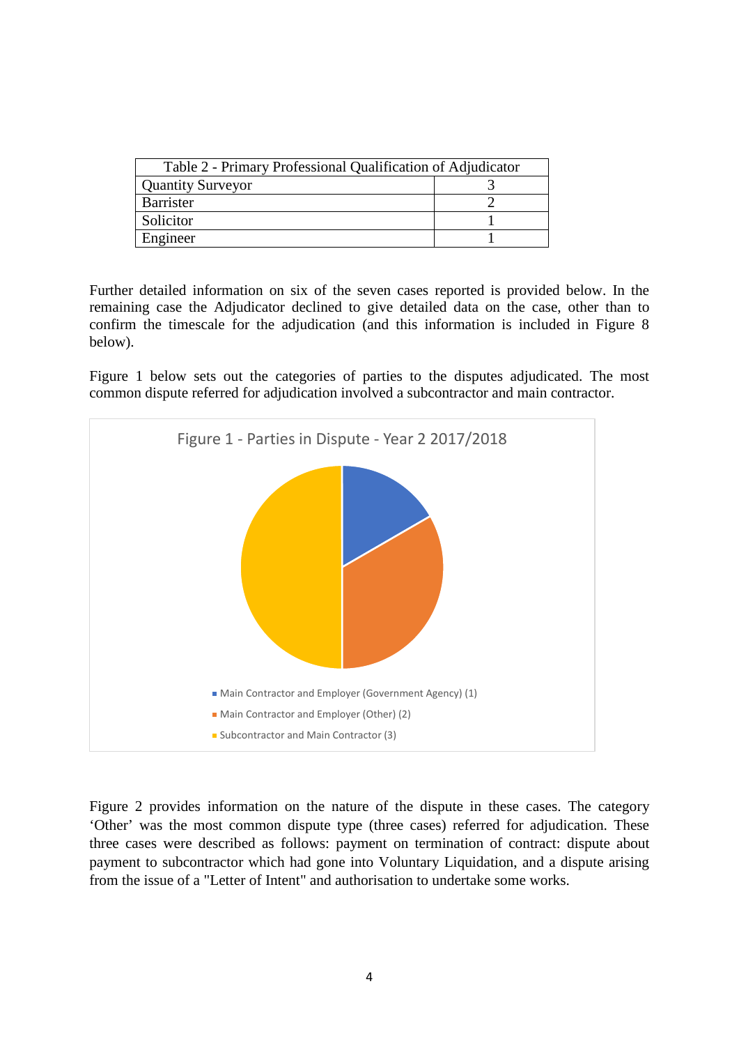| Table 2 - Primary Professional Qualification of Adjudicator | |
|---|---|
| Quantity Surveyor | 3 |
| Barrister | 2 |
| Solicitor | 1 |
| Engineer | 1 |

Further detailed information on six of the seven cases reported is provided below. In the remaining case the Adjudicator declined to give detailed data on the case, other than to confirm the timescale for the adjudication (and this information is included in Figure 8 below).

Figure 1 below sets out the categories of parties to the disputes adjudicated. The most common dispute referred for adjudication involved a subcontractor and main contractor.

Figure 1 - Parties in Dispute - Year 2 2017/2018

- Main Contractor and Employer (Government Agency) (1)
- Main Contractor and Employer (Other) (2)
- Subcontractor and Main Contractor (3)

Figure 2 provides information on the nature of the dispute in these cases. The category 'Other' was the most common dispute type (three cases) referred for adjudication. These three cases were described as follows: payment on termination of contract: dispute about payment to subcontractor which had gone into Voluntary Liquidation, and a dispute arising from the issue of a "Letter of Intent" and authorisation to undertake some works.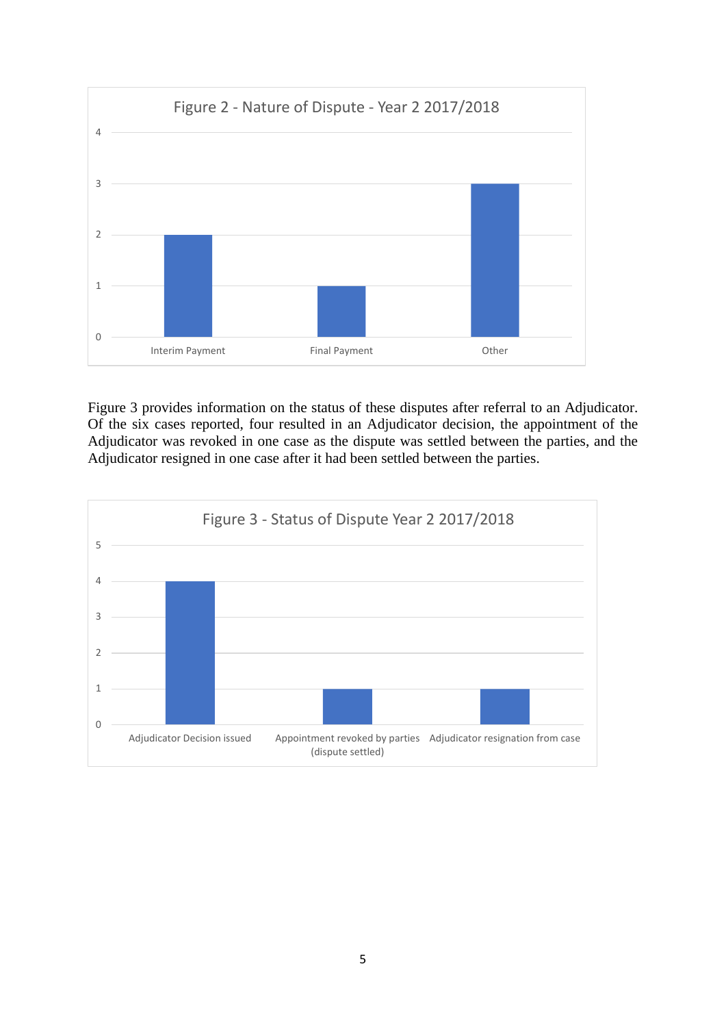**Figure 2 - Nature of Dispute - Year 2 2017/2018**

| Nature of Dispute | Number |
|---|---|
| Interim Payment | 2 |
| Final Payment | 1 |
| Other | 3 |

Figure 3 provides information on the status of these disputes after referral to an Adjudicator. Of the six cases reported, four resulted in an Adjudicator decision, the appointment of the Adjudicator was revoked in one case as the dispute was settled between the parties, and the Adjudicator resigned in one case after it had been settled between the parties.

**Figure 3 - Status of Dispute Year 2 2017/2018**

| Status of Dispute | Number |
|---|---|
| Adjudicator Decision issued | 4 |
| Appointment revoked by parties (dispute settled) | 1 |
| Adjudicator resignation from case | 1 |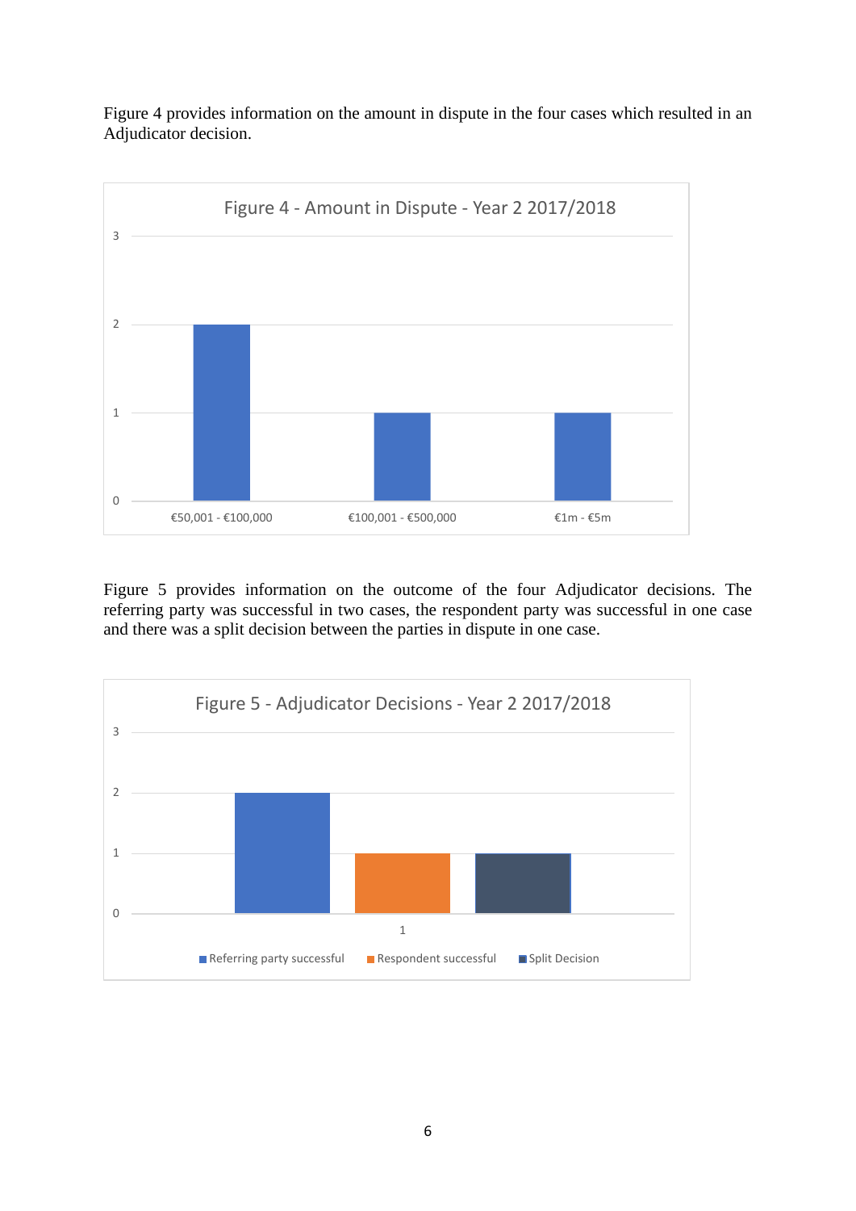Figure 4 provides information on the amount in dispute in the four cases which resulted in an Adjudicator decision.

Figure 4 - Amount in Dispute - Year 2 2017/2018

| Amount in Dispute | Number of cases |
| --- | --- |
| €50,001 - €100,000 | 2 |
| €100,001 - €500,000 | 1 |
| €1m - €5m | 1 |

Figure 5 provides information on the outcome of the four Adjudicator decisions. The referring party was successful in two cases, the respondent party was successful in one case and there was a split decision between the parties in dispute in one case.

Figure 5 - Adjudicator Decisions - Year 2 2017/2018

| Outcome | Number of cases |
| --- | --- |
| Referring party successful | 2 |
| Respondent successful | 1 |
| Split Decision | 1 |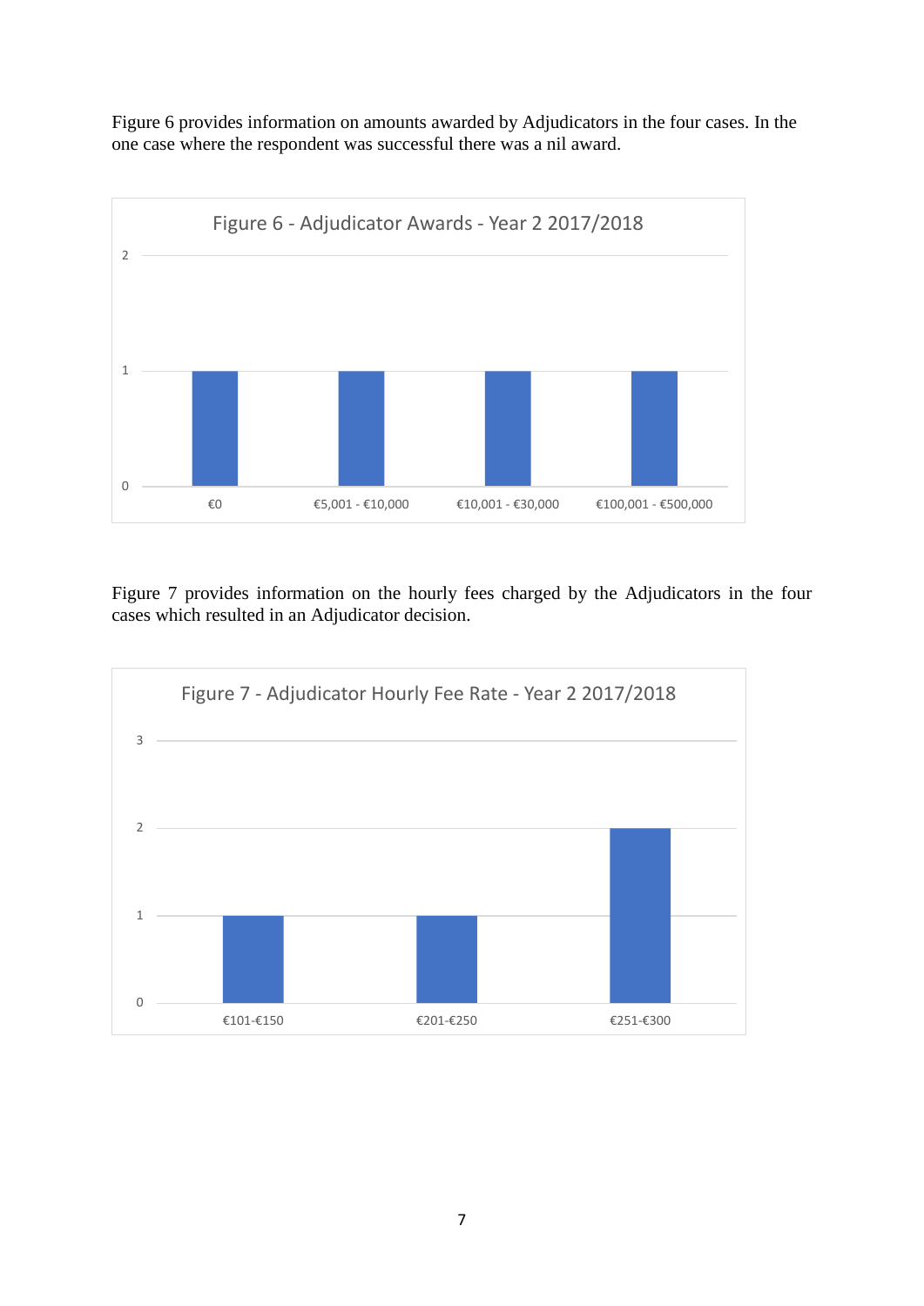Figure 6 provides information on amounts awarded by Adjudicators in the four cases. In the one case where the respondent was successful there was a nil award.

Figure 6 - Adjudicator Awards - Year 2 2017/2018

| Award | Number of cases |
|---|---|
| €0 | 1 |
| €5,001 - €10,000 | 1 |
| €10,001 - €30,000 | 1 |
| €100,001 - €500,000 | 1 |

Figure 7 provides information on the hourly fees charged by the Adjudicators in the four cases which resulted in an Adjudicator decision.

Figure 7 - Adjudicator Hourly Fee Rate - Year 2 2017/2018

| Hourly fee rate | Number of cases |
|---|---|
| €101-€150 | 1 |
| €201-€250 | 1 |
| €251-€300 | 2 |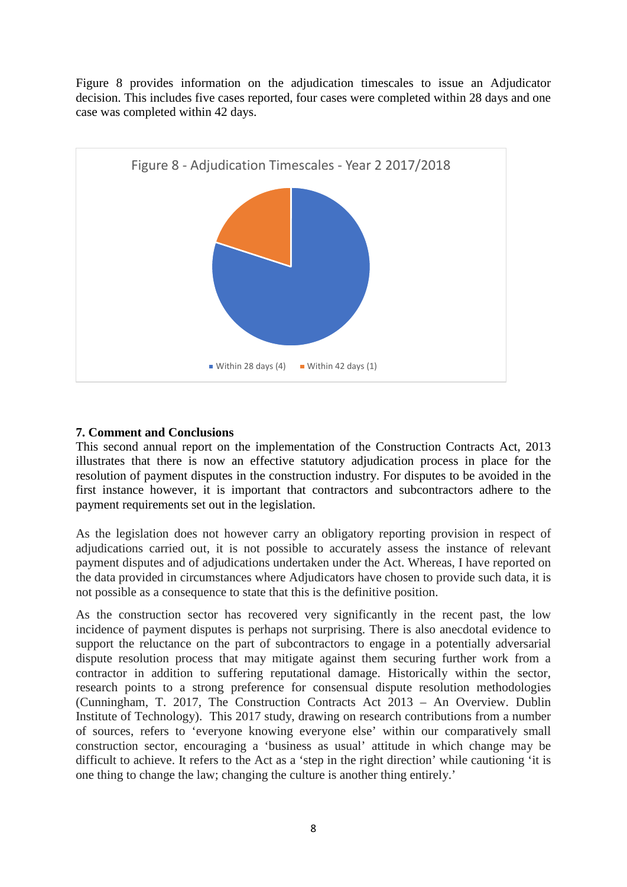Figure 8 provides information on the adjudication timescales to issue an Adjudicator decision. This includes five cases reported, four cases were completed within 28 days and one case was completed within 42 days.

Figure 8 - Adjudication Timescales - Year 2 2017/2018

Within 28 days (4) Within 42 days (1)

## 7. Comment and Conclusions

This second annual report on the implementation of the Construction Contracts Act, 2013 illustrates that there is now an effective statutory adjudication process in place for the resolution of payment disputes in the construction industry. For disputes to be avoided in the first instance however, it is important that contractors and subcontractors adhere to the payment requirements set out in the legislation.

As the legislation does not however carry an obligatory reporting provision in respect of adjudications carried out, it is not possible to accurately assess the instance of relevant payment disputes and of adjudications undertaken under the Act. Whereas, I have reported on the data provided in circumstances where Adjudicators have chosen to provide such data, it is not possible as a consequence to state that this is the definitive position.

As the construction sector has recovered very significantly in the recent past, the low incidence of payment disputes is perhaps not surprising. There is also anecdotal evidence to support the reluctance on the part of subcontractors to engage in a potentially adversarial dispute resolution process that may mitigate against them securing further work from a contractor in addition to suffering reputational damage. Historically within the sector, research points to a strong preference for consensual dispute resolution methodologies (Cunningham, T. 2017, The Construction Contracts Act 2013 – An Overview. Dublin Institute of Technology). This 2017 study, drawing on research contributions from a number of sources, refers to 'everyone knowing everyone else' within our comparatively small construction sector, encouraging a 'business as usual' attitude in which change may be difficult to achieve. It refers to the Act as a 'step in the right direction' while cautioning 'it is one thing to change the law; changing the culture is another thing entirely.'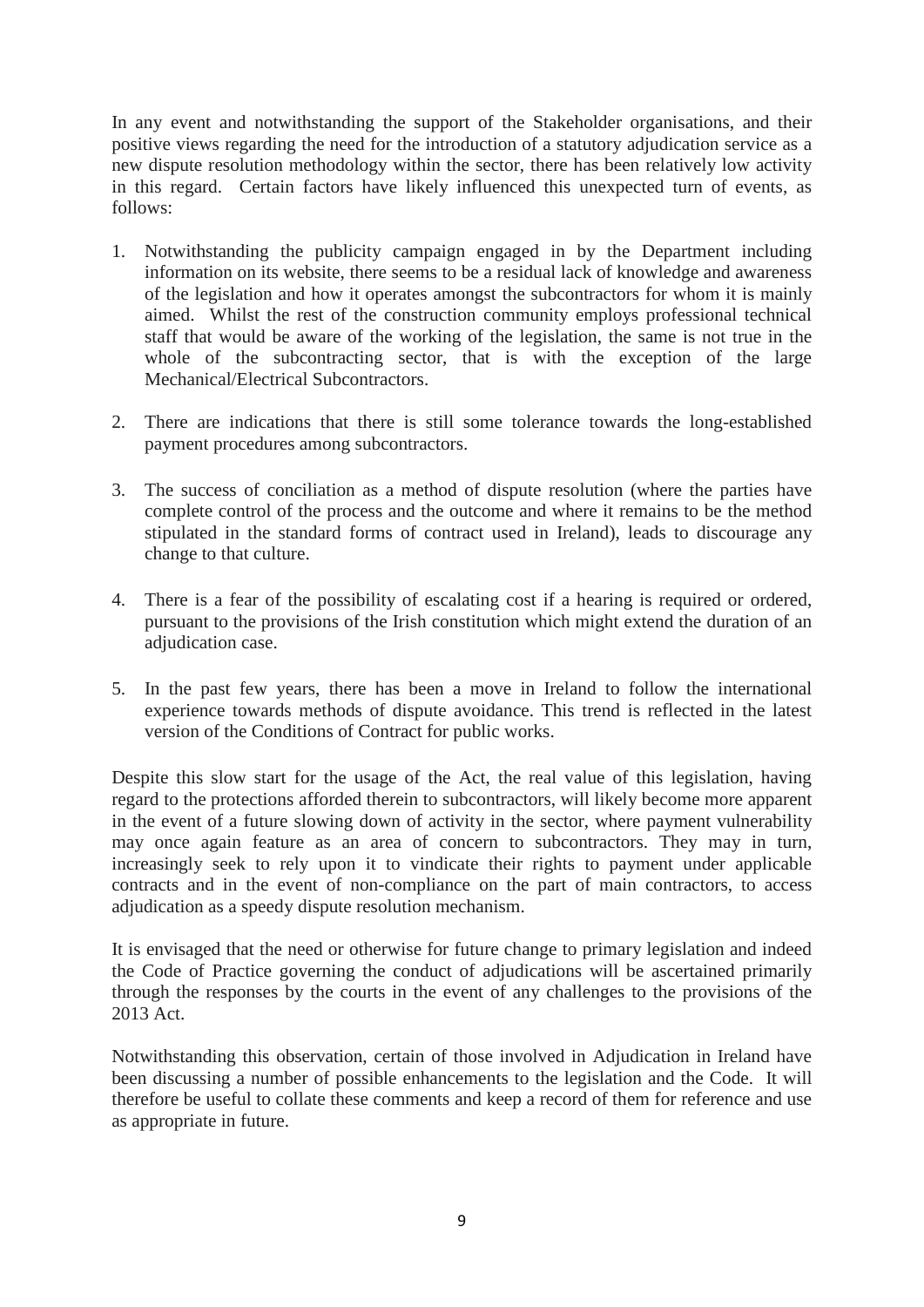In any event and notwithstanding the support of the Stakeholder organisations, and their positive views regarding the need for the introduction of a statutory adjudication service as a new dispute resolution methodology within the sector, there has been relatively low activity in this regard. Certain factors have likely influenced this unexpected turn of events, as follows:

1. Notwithstanding the publicity campaign engaged in by the Department including information on its website, there seems to be a residual lack of knowledge and awareness of the legislation and how it operates amongst the subcontractors for whom it is mainly aimed. Whilst the rest of the construction community employs professional technical staff that would be aware of the working of the legislation, the same is not true in the whole of the subcontracting sector, that is with the exception of the large Mechanical/Electrical Subcontractors.

2. There are indications that there is still some tolerance towards the long-established payment procedures among subcontractors.

3. The success of conciliation as a method of dispute resolution (where the parties have complete control of the process and the outcome and where it remains to be the method stipulated in the standard forms of contract used in Ireland), leads to discourage any change to that culture.

4. There is a fear of the possibility of escalating cost if a hearing is required or ordered, pursuant to the provisions of the Irish constitution which might extend the duration of an adjudication case.

5. In the past few years, there has been a move in Ireland to follow the international experience towards methods of dispute avoidance. This trend is reflected in the latest version of the Conditions of Contract for public works.

Despite this slow start for the usage of the Act, the real value of this legislation, having regard to the protections afforded therein to subcontractors, will likely become more apparent in the event of a future slowing down of activity in the sector, where payment vulnerability may once again feature as an area of concern to subcontractors. They may in turn, increasingly seek to rely upon it to vindicate their rights to payment under applicable contracts and in the event of non-compliance on the part of main contractors, to access adjudication as a speedy dispute resolution mechanism.

It is envisaged that the need or otherwise for future change to primary legislation and indeed the Code of Practice governing the conduct of adjudications will be ascertained primarily through the responses by the courts in the event of any challenges to the provisions of the 2013 Act.

Notwithstanding this observation, certain of those involved in Adjudication in Ireland have been discussing a number of possible enhancements to the legislation and the Code. It will therefore be useful to collate these comments and keep a record of them for reference and use as appropriate in future.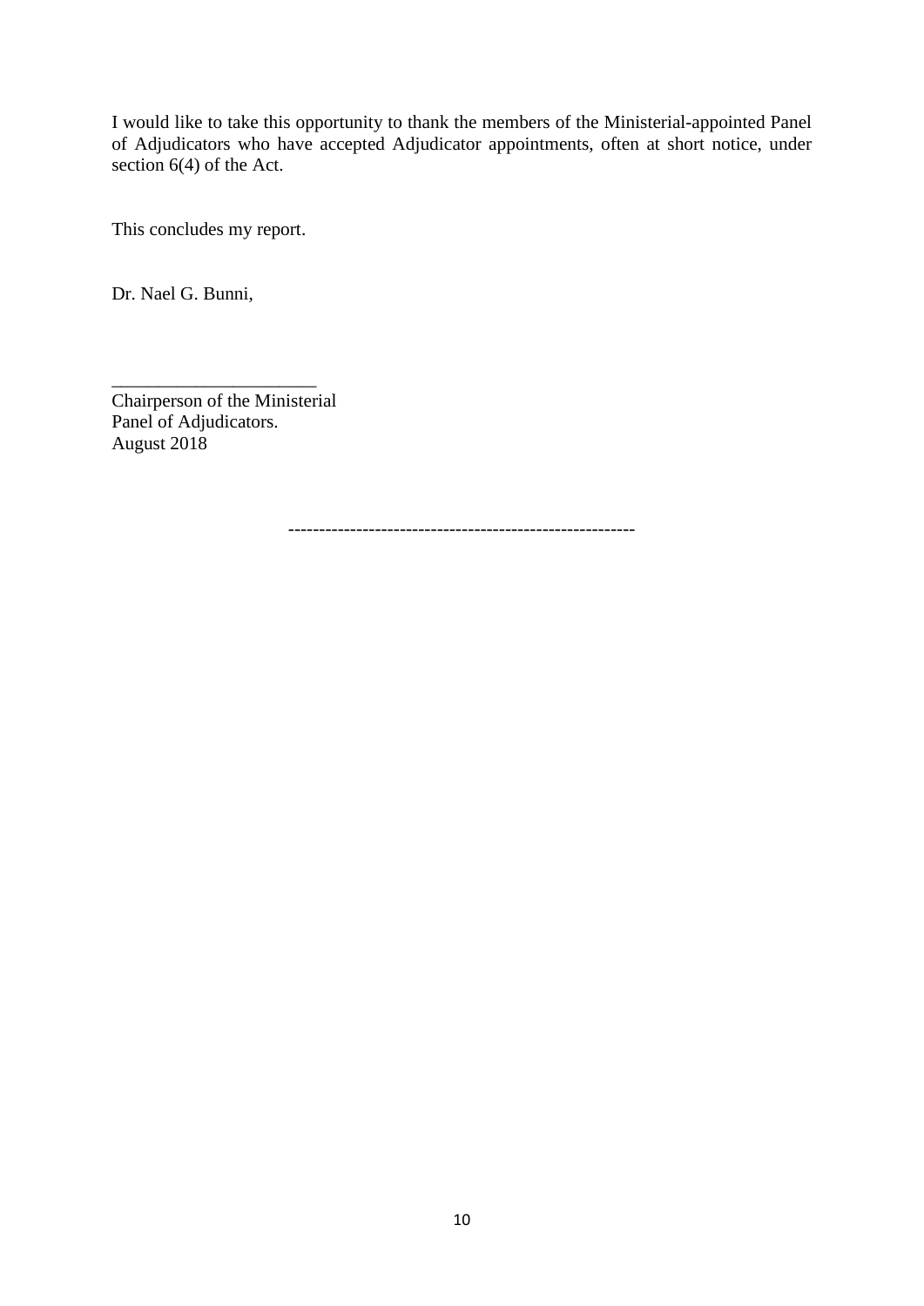I would like to take this opportunity to thank the members of the Ministerial-appointed Panel of Adjudicators who have accepted Adjudicator appointments, often at short notice, under section 6(4) of the Act.

This concludes my report.

Dr. Nael G. Bunni,

______________________

Chairperson of the Ministerial
Panel of Adjudicators.
August 2018

-------------------------------------------------------